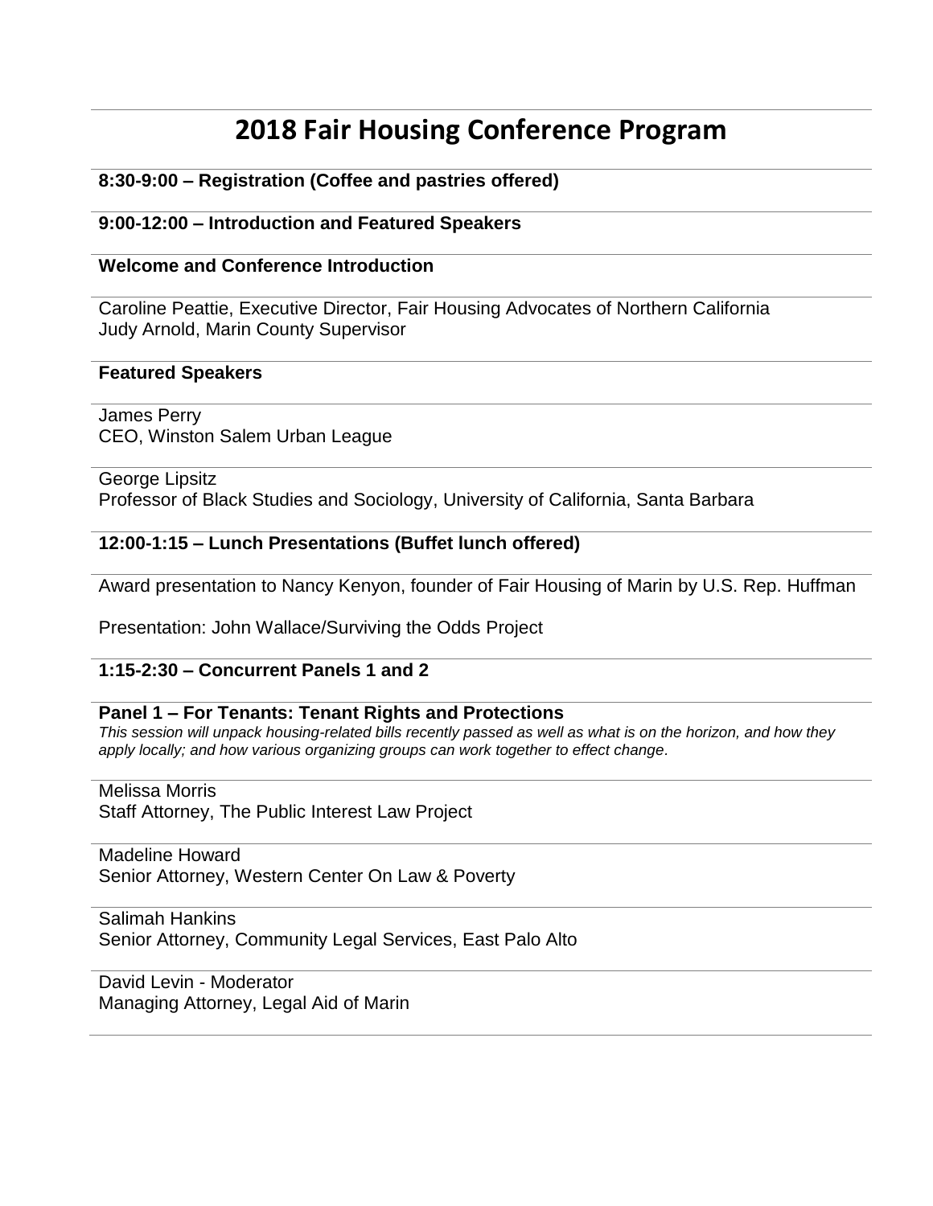# 2018 Fair Housing Conference Program

**8:30-9:00 – Registration (Coffee and pastries offered)**

**9:00-12:00 – Introduction and Featured Speakers**

**Welcome and Conference Introduction**

Caroline Peattie, Executive Director, Fair Housing Advocates of Northern California
Judy Arnold, Marin County Supervisor

**Featured Speakers**

James Perry
CEO, Winston Salem Urban League

George Lipsitz
Professor of Black Studies and Sociology, University of California, Santa Barbara

**12:00-1:15 – Lunch Presentations (Buffet lunch offered)**

Award presentation to Nancy Kenyon, founder of Fair Housing of Marin by U.S. Rep. Huffman

Presentation: John Wallace/Surviving the Odds Project

**1:15-2:30 – Concurrent Panels 1 and 2**

**Panel 1 – For Tenants: Tenant Rights and Protections**
*This session will unpack housing-related bills recently passed as well as what is on the horizon, and how they apply locally; and how various organizing groups can work together to effect change.*

Melissa Morris
Staff Attorney, The Public Interest Law Project

Madeline Howard
Senior Attorney, Western Center On Law & Poverty

Salimah Hankins
Senior Attorney, Community Legal Services, East Palo Alto

David Levin - Moderator
Managing Attorney, Legal Aid of Marin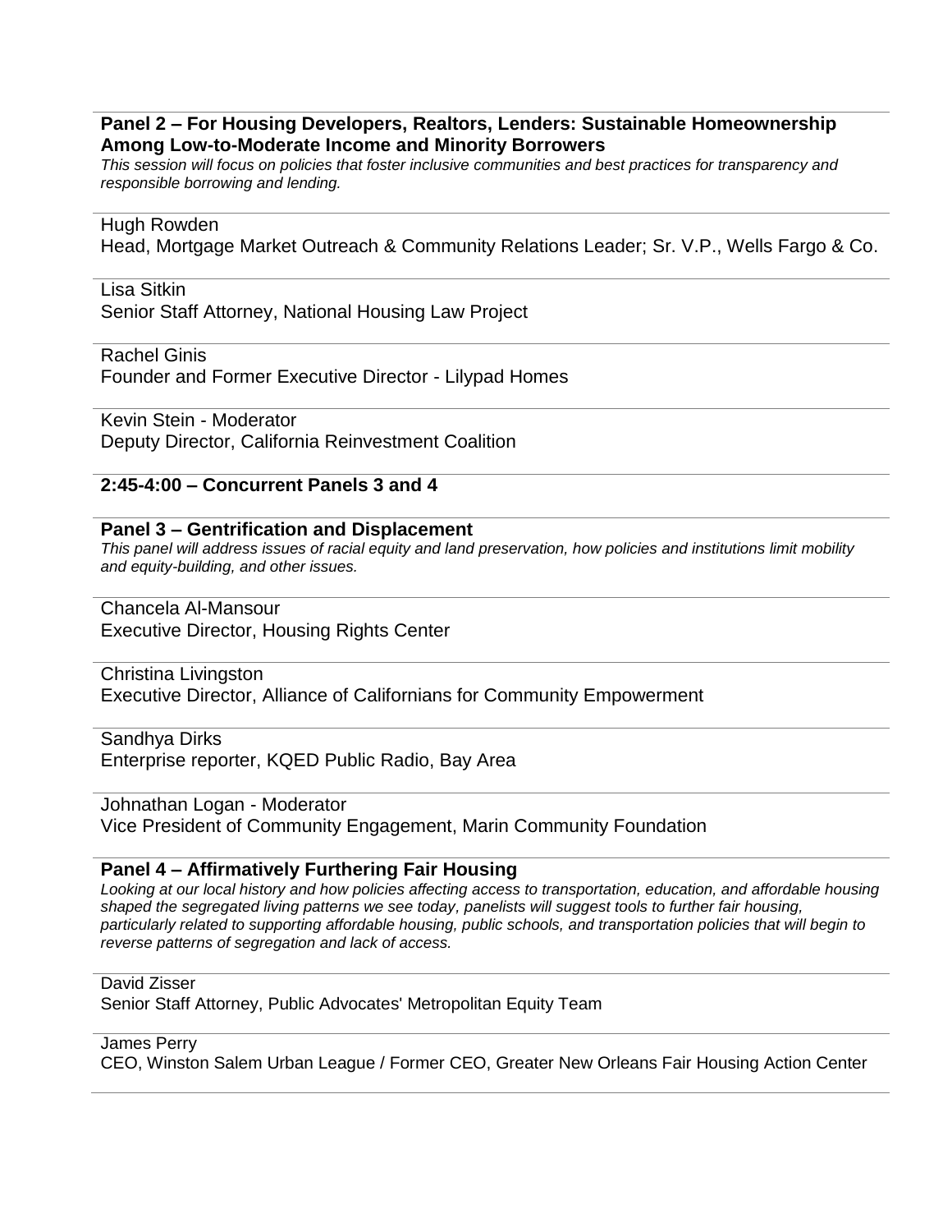### Panel 2 – For Housing Developers, Realtors, Lenders: Sustainable Homeownership Among Low-to-Moderate Income and Minority Borrowers

*This session will focus on policies that foster inclusive communities and best practices for transparency and responsible borrowing and lending.*

Hugh Rowden
Head, Mortgage Market Outreach & Community Relations Leader; Sr. V.P., Wells Fargo & Co.

Lisa Sitkin
Senior Staff Attorney, National Housing Law Project

Rachel Ginis
Founder and Former Executive Director - Lilypad Homes

Kevin Stein - Moderator
Deputy Director, California Reinvestment Coalition

## 2:45-4:00 – Concurrent Panels 3 and 4

### Panel 3 – Gentrification and Displacement

*This panel will address issues of racial equity and land preservation, how policies and institutions limit mobility and equity-building, and other issues.*

Chancela Al-Mansour
Executive Director, Housing Rights Center

Christina Livingston
Executive Director, Alliance of Californians for Community Empowerment

Sandhya Dirks
Enterprise reporter, KQED Public Radio, Bay Area

Johnathan Logan - Moderator
Vice President of Community Engagement, Marin Community Foundation

### Panel 4 – Affirmatively Furthering Fair Housing

*Looking at our local history and how policies affecting access to transportation, education, and affordable housing shaped the segregated living patterns we see today, panelists will suggest tools to further fair housing, particularly related to supporting affordable housing, public schools, and transportation policies that will begin to reverse patterns of segregation and lack of access.*

David Zisser
Senior Staff Attorney, Public Advocates' Metropolitan Equity Team

James Perry
CEO, Winston Salem Urban League / Former CEO, Greater New Orleans Fair Housing Action Center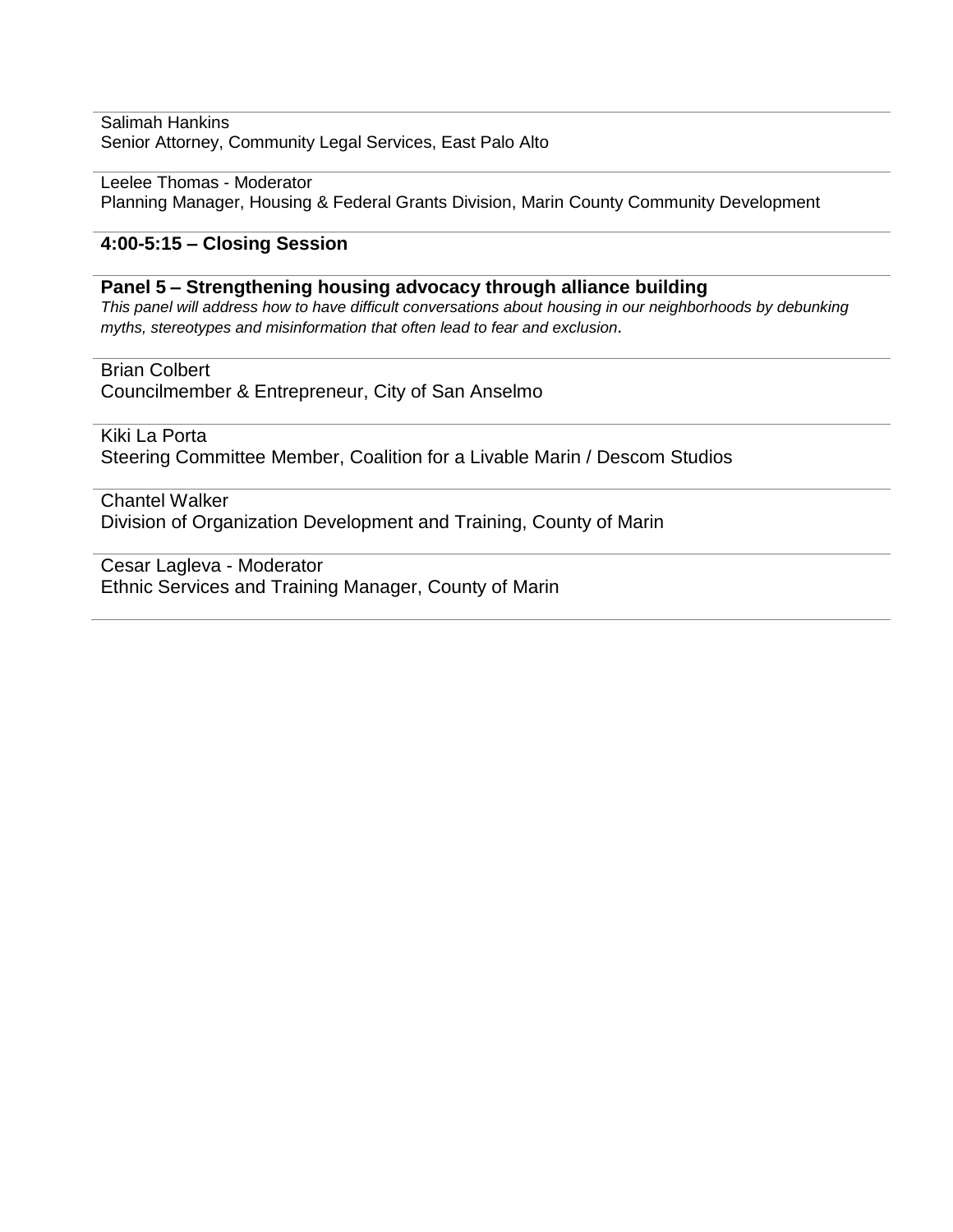Salimah Hankins
Senior Attorney, Community Legal Services, East Palo Alto

Leelee Thomas - Moderator
Planning Manager, Housing & Federal Grants Division, Marin County Community Development

**4:00-5:15 – Closing Session**

**Panel 5 – Strengthening housing advocacy through alliance building**

*This panel will address how to have difficult conversations about housing in our neighborhoods by debunking myths, stereotypes and misinformation that often lead to fear and exclusion*.

Brian Colbert
Councilmember & Entrepreneur, City of San Anselmo

Kiki La Porta
Steering Committee Member, Coalition for a Livable Marin / Descom Studios

Chantel Walker
Division of Organization Development and Training, County of Marin

Cesar Lagleva - Moderator
Ethnic Services and Training Manager, County of Marin